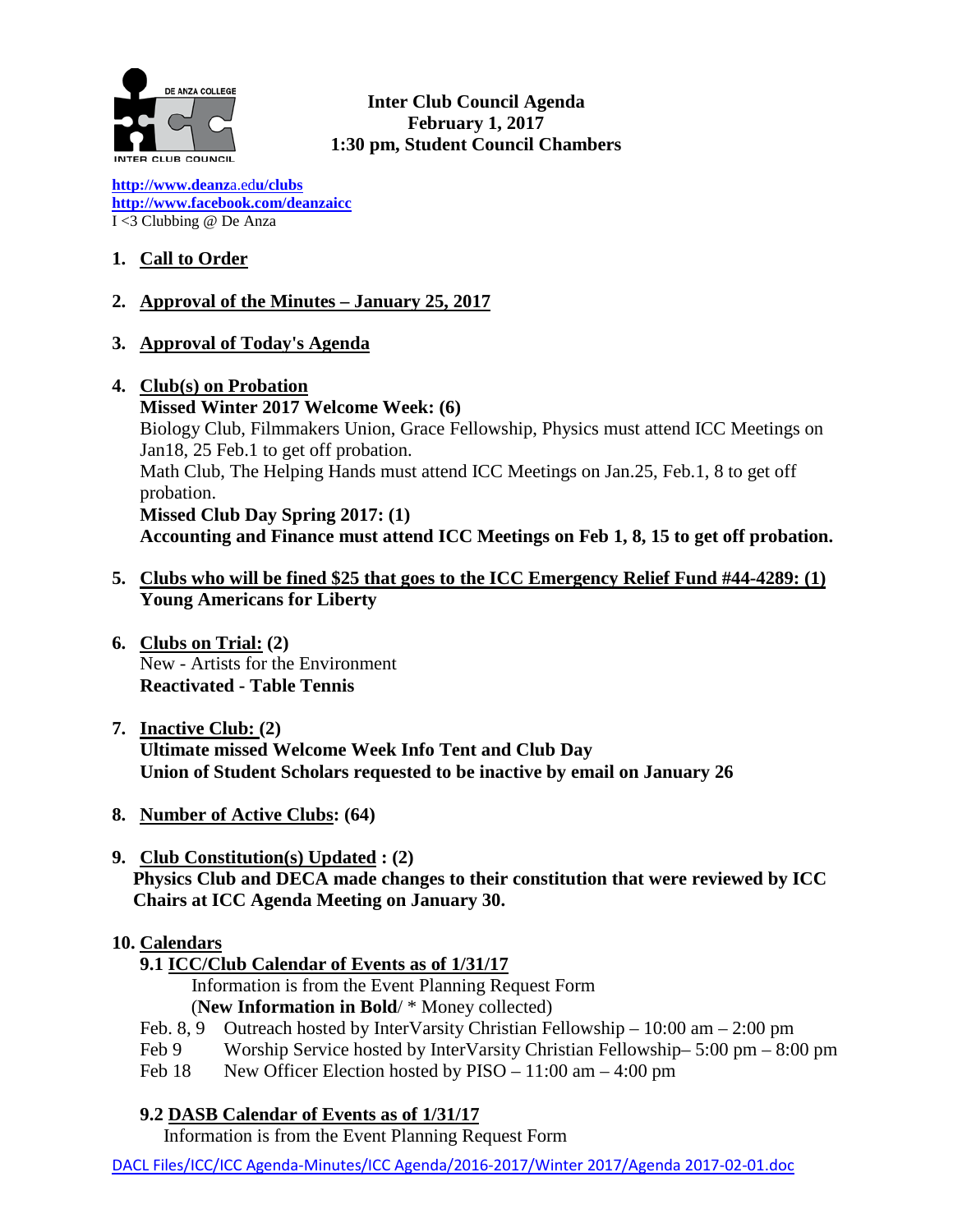**Inter Club Council Agenda**
**February 1, 2017**
**1:30 pm, Student Council Chambers**

http://www.deanza.edu/clubs
http://www.facebook.com/deanzaicc
I <3 Clubbing @ De Anza

1. **Call to Order**

2. **Approval of the Minutes – January 25, 2017**

3. **Approval of Today's Agenda**

4. **Club(s) on Probation**
   **Missed Winter 2017 Welcome Week: (6)**
   Biology Club, Filmmakers Union, Grace Fellowship, Physics must attend ICC Meetings on Jan18, 25 Feb.1 to get off probation.
   Math Club, The Helping Hands must attend ICC Meetings on Jan.25, Feb.1, 8 to get off probation.
   **Missed Club Day Spring 2017: (1)**
   **Accounting and Finance must attend ICC Meetings on Feb 1, 8, 15 to get off probation.**

5. **Clubs who will be fined $25 that goes to the ICC Emergency Relief Fund #44-4289: (1)**
   **Young Americans for Liberty**

6. **Clubs on Trial: (2)**
   New - Artists for the Environment
   **Reactivated - Table Tennis**

7. **Inactive Club: (2)**
   **Ultimate missed Welcome Week Info Tent and Club Day**
   **Union of Student Scholars requested to be inactive by email on January 26**

8. **Number of Active Clubs: (64)**

9. **Club Constitution(s) Updated : (2)**
   **Physics Club and DECA made changes to their constitution that were reviewed by ICC Chairs at ICC Agenda Meeting on January 30.**

10. **Calendars**

    **9.1 ICC/Club Calendar of Events as of 1/31/17**
    Information is from the Event Planning Request Form
    (**New Information in Bold**/ * Money collected)

    Feb. 8, 9 Outreach hosted by InterVarsity Christian Fellowship – 10:00 am – 2:00 pm
    Feb 9 Worship Service hosted by InterVarsity Christian Fellowship– 5:00 pm – 8:00 pm
    Feb 18 New Officer Election hosted by PISO – 11:00 am – 4:00 pm

    **9.2 DASB Calendar of Events as of 1/31/17**
    Information is from the Event Planning Request Form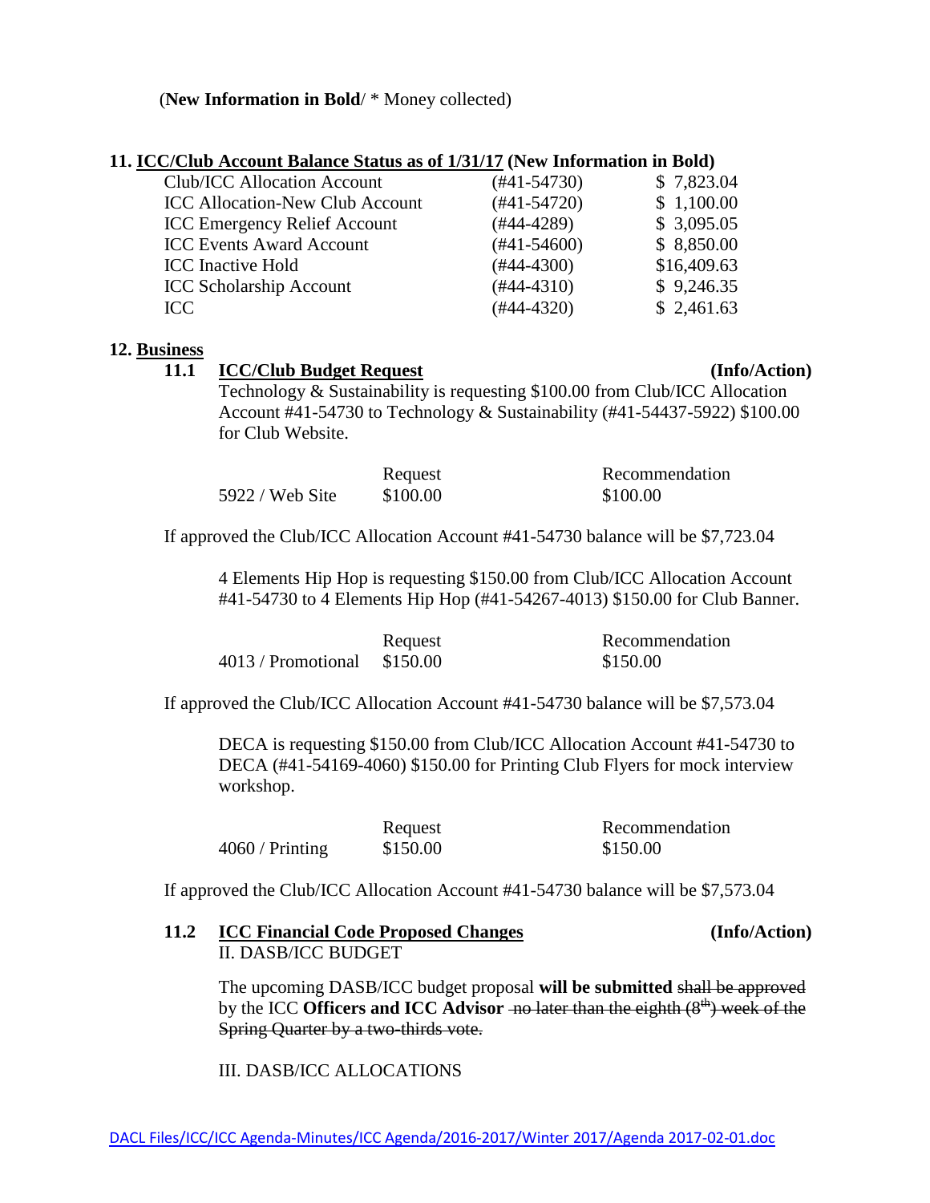(**New Information in Bold**/ * Money collected)

## 11. ICC/Club Account Balance Status as of 1/31/17 (New Information in Bold)

| | | |
|---|---|---|
| Club/ICC Allocation Account | (#41-54730) | $ 7,823.04 |
| ICC Allocation-New Club Account | (#41-54720) | $ 1,100.00 |
| ICC Emergency Relief Account | (#44-4289) | $ 3,095.05 |
| ICC Events Award Account | (#41-54600) | $ 8,850.00 |
| ICC Inactive Hold | (#44-4300) | $16,409.63 |
| ICC Scholarship Account | (#44-4310) | $ 9,246.35 |
| ICC | (#44-4320) | $ 2,461.63 |

## 12. Business

### 11.1 ICC/Club Budget Request (Info/Action)

Technology & Sustainability is requesting $100.00 from Club/ICC Allocation Account #41-54730 to Technology & Sustainability (#41-54437-5922) $100.00 for Club Website.

| | Request | Recommendation |
|---|---|---|
| 5922 / Web Site | $100.00 | $100.00 |

If approved the Club/ICC Allocation Account #41-54730 balance will be $7,723.04

4 Elements Hip Hop is requesting $150.00 from Club/ICC Allocation Account #41-54730 to 4 Elements Hip Hop (#41-54267-4013) $150.00 for Club Banner.

| | Request | Recommendation |
|---|---|---|
| 4013 / Promotional | $150.00 | $150.00 |

If approved the Club/ICC Allocation Account #41-54730 balance will be $7,573.04

DECA is requesting $150.00 from Club/ICC Allocation Account #41-54730 to DECA (#41-54169-4060) $150.00 for Printing Club Flyers for mock interview workshop.

| | Request | Recommendation |
|---|---|---|
| 4060 / Printing | $150.00 | $150.00 |

If approved the Club/ICC Allocation Account #41-54730 balance will be $7,573.04

### 11.2 ICC Financial Code Proposed Changes (Info/Action)

II. DASB/ICC BUDGET

The upcoming DASB/ICC budget proposal **will be submitted** ~~shall be approved~~ by the ICC **Officers and ICC Advisor** ~~no later than the eighth (8th) week of the Spring Quarter by a two-thirds vote.~~

III. DASB/ICC ALLOCATIONS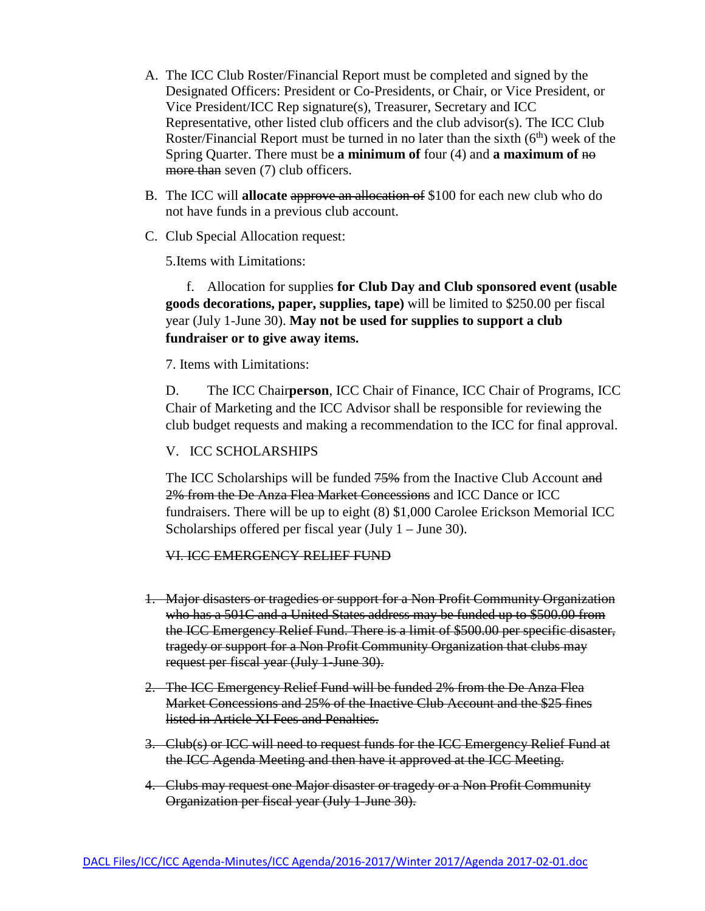A. The ICC Club Roster/Financial Report must be completed and signed by the Designated Officers: President or Co-Presidents, or Chair, or Vice President, or Vice President/ICC Rep signature(s), Treasurer, Secretary and ICC Representative, other listed club officers and the club advisor(s). The ICC Club Roster/Financial Report must be turned in no later than the sixth (6th) week of the Spring Quarter. There must be **a minimum of** four (4) and **a maximum of** ~~no more than~~ seven (7) club officers.

B. The ICC will **allocate** ~~approve an allocation of~~ $100 for each new club who do not have funds in a previous club account.

C. Club Special Allocation request:

5.Items with Limitations:

f. Allocation for supplies **for Club Day and Club sponsored event (usable goods decorations, paper, supplies, tape)** will be limited to $250.00 per fiscal year (July 1-June 30). **May not be used for supplies to support a club fundraiser or to give away items.**

7. Items with Limitations:

D. The ICC Chair**person**, ICC Chair of Finance, ICC Chair of Programs, ICC Chair of Marketing and the ICC Advisor shall be responsible for reviewing the club budget requests and making a recommendation to the ICC for final approval.

V. ICC SCHOLARSHIPS

The ICC Scholarships will be funded ~~75%~~ from the Inactive Club Account ~~and 2% from the De Anza Flea Market Concessions~~ and ICC Dance or ICC fundraisers. There will be up to eight (8) $1,000 Carolee Erickson Memorial ICC Scholarships offered per fiscal year (July 1 – June 30).

~~VI. ICC EMERGENCY RELIEF FUND~~

1. ~~Major disasters or tragedies or support for a Non Profit Community Organization who has a 501C and a United States address may be funded up to $500.00 from the ICC Emergency Relief Fund. There is a limit of $500.00 per specific disaster, tragedy or support for a Non Profit Community Organization that clubs may request per fiscal year (July 1-June 30).~~
2. ~~The ICC Emergency Relief Fund will be funded 2% from the De Anza Flea Market Concessions and 25% of the Inactive Club Account and the $25 fines listed in Article XI Fees and Penalties.~~
3. ~~Club(s) or ICC will need to request funds for the ICC Emergency Relief Fund at the ICC Agenda Meeting and then have it approved at the ICC Meeting.~~
4. ~~Clubs may request one Major disaster or tragedy or a Non Profit Community Organization per fiscal year (July 1-June 30).~~

DACL Files/ICC/ICC Agenda-Minutes/ICC Agenda/2016-2017/Winter 2017/Agenda 2017-02-01.doc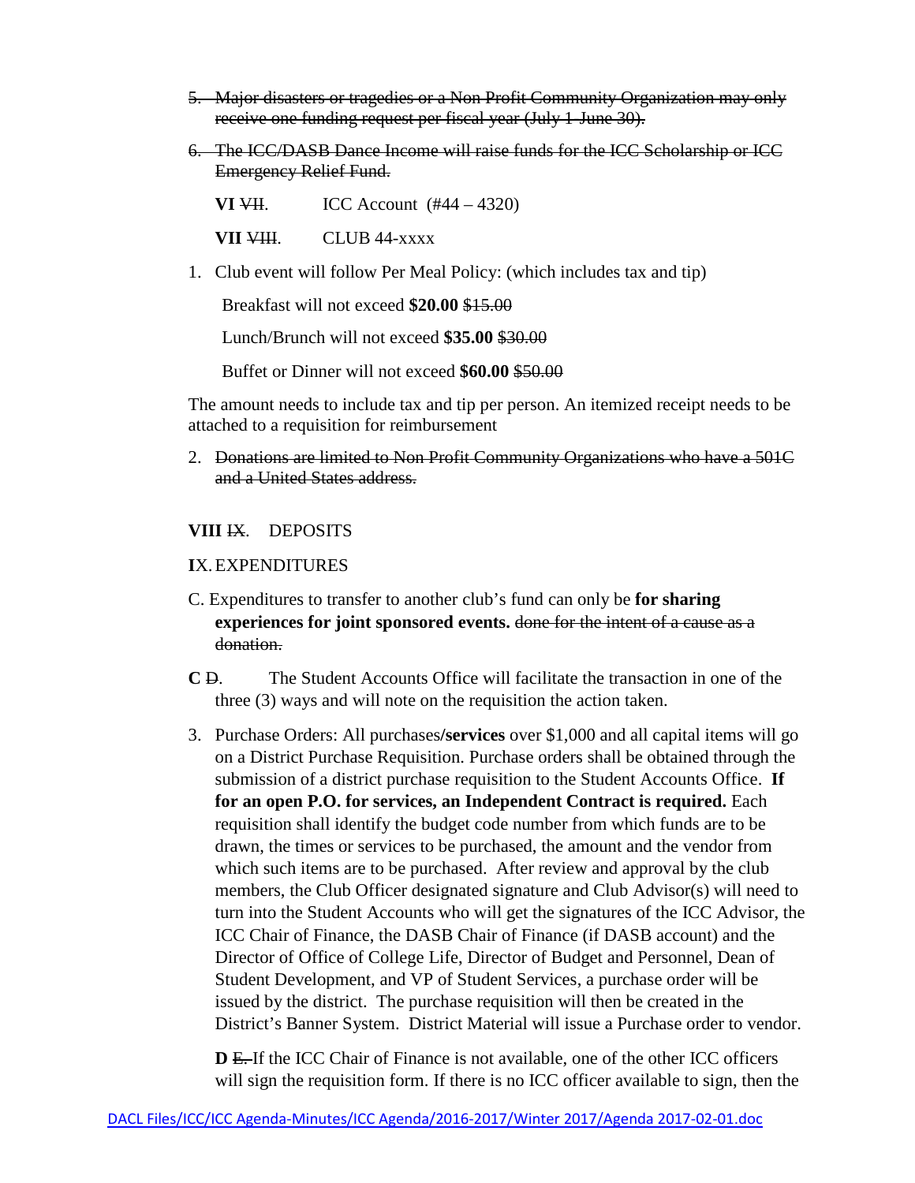5. ~~Major disasters or tragedies or a Non Profit Community Organization may only receive one funding request per fiscal year (July 1-June 30).~~

6. ~~The ICC/DASB Dance Income will raise funds for the ICC Scholarship or ICC Emergency Relief Fund.~~

**VI** ~~VII~~. ICC Account (#44 – 4320)

**VII** ~~VIII~~. CLUB 44-xxxx

1. Club event will follow Per Meal Policy: (which includes tax and tip)

   Breakfast will not exceed **$20.00** ~~$15.00~~

   Lunch/Brunch will not exceed **$35.00** ~~$30.00~~

   Buffet or Dinner will not exceed **$60.00** ~~$50.00~~

The amount needs to include tax and tip per person. An itemized receipt needs to be attached to a requisition for reimbursement

2. ~~Donations are limited to Non Profit Community Organizations who have a 501C and a United States address.~~

**VIII** ~~IX~~. DEPOSITS

**I**X. EXPENDITURES

C. Expenditures to transfer to another club's fund can only be **for sharing experiences for joint sponsored events.** ~~done for the intent of a cause as a donation.~~

**C** ~~D~~. The Student Accounts Office will facilitate the transaction in one of the three (3) ways and will note on the requisition the action taken.

3. Purchase Orders: All purchases/**services** over $1,000 and all capital items will go on a District Purchase Requisition. Purchase orders shall be obtained through the submission of a district purchase requisition to the Student Accounts Office. **If for an open P.O. for services, an Independent Contract is required.** Each requisition shall identify the budget code number from which funds are to be drawn, the times or services to be purchased, the amount and the vendor from which such items are to be purchased. After review and approval by the club members, the Club Officer designated signature and Club Advisor(s) will need to turn into the Student Accounts who will get the signatures of the ICC Advisor, the ICC Chair of Finance, the DASB Chair of Finance (if DASB account) and the Director of Office of College Life, Director of Budget and Personnel, Dean of Student Development, and VP of Student Services, a purchase order will be issued by the district. The purchase requisition will then be created in the District's Banner System. District Material will issue a Purchase order to vendor.

   **D** ~~E.~~ If the ICC Chair of Finance is not available, one of the other ICC officers will sign the requisition form. If there is no ICC officer available to sign, then the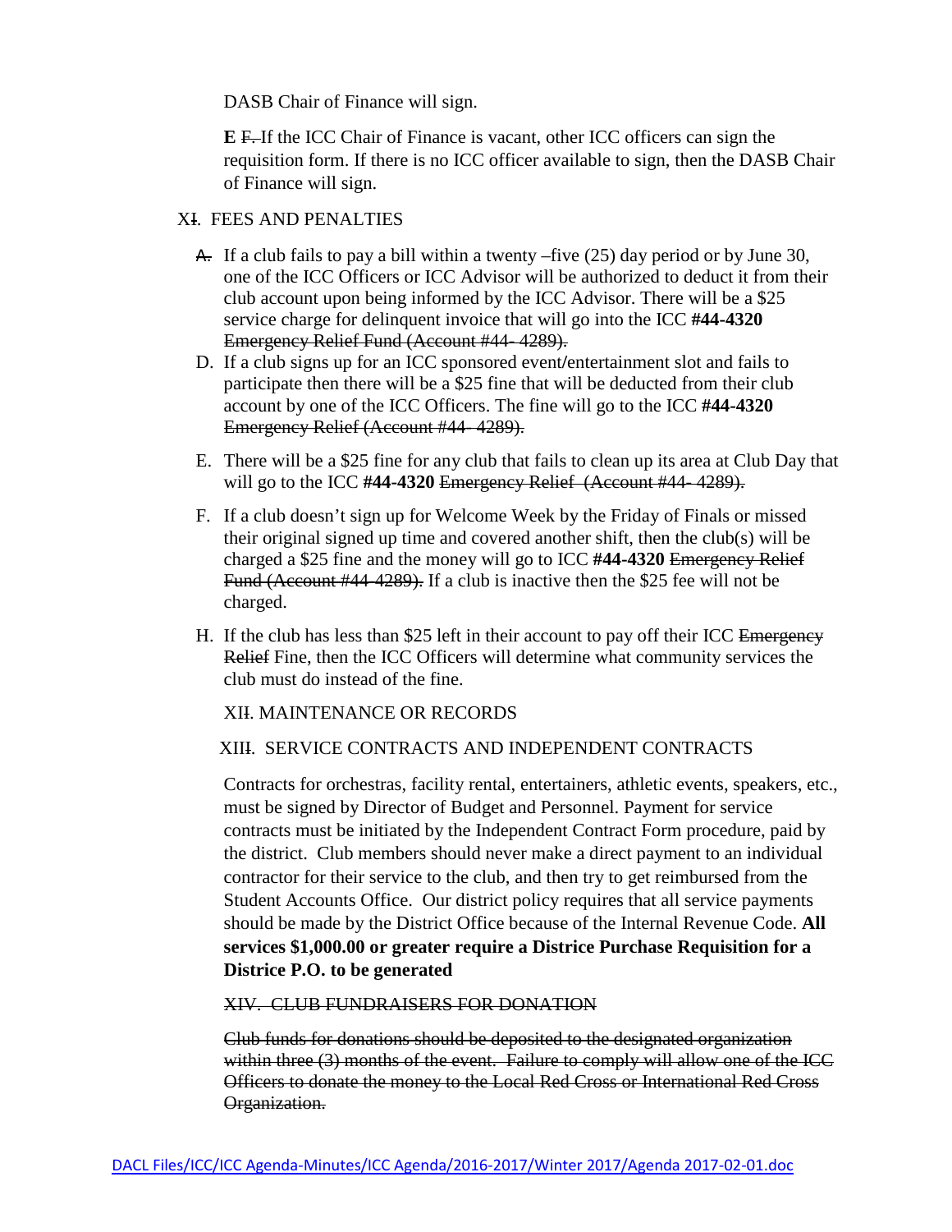DASB Chair of Finance will sign.

**E** ~~F.~~ If the ICC Chair of Finance is vacant, other ICC officers can sign the requisition form. If there is no ICC officer available to sign, then the DASB Chair of Finance will sign.

X~~I~~. FEES AND PENALTIES

~~A.~~ If a club fails to pay a bill within a twenty –five (25) day period or by June 30, one of the ICC Officers or ICC Advisor will be authorized to deduct it from their club account upon being informed by the ICC Advisor. There will be a $25 service charge for delinquent invoice that will go into the ICC **#44-4320** ~~Emergency Relief Fund (Account #44- 4289).~~

D. If a club signs up for an ICC sponsored event/entertainment slot and fails to participate then there will be a $25 fine that will be deducted from their club account by one of the ICC Officers. The fine will go to the ICC **#44-4320** ~~Emergency Relief (Account #44- 4289).~~

E. There will be a $25 fine for any club that fails to clean up its area at Club Day that will go to the ICC **#44-4320** ~~Emergency Relief (Account #44- 4289).~~

F. If a club doesn't sign up for Welcome Week by the Friday of Finals or missed their original signed up time and covered another shift, then the club(s) will be charged a $25 fine and the money will go to ICC **#44-4320** ~~Emergency Relief Fund (Account #44-4289).~~ If a club is inactive then the $25 fee will not be charged.

H. If the club has less than $25 left in their account to pay off their ICC ~~Emergency Relief~~ Fine, then the ICC Officers will determine what community services the club must do instead of the fine.

XI~~I~~. MAINTENANCE OR RECORDS

XII~~I~~. SERVICE CONTRACTS AND INDEPENDENT CONTRACTS

Contracts for orchestras, facility rental, entertainers, athletic events, speakers, etc., must be signed by Director of Budget and Personnel. Payment for service contracts must be initiated by the Independent Contract Form procedure, paid by the district. Club members should never make a direct payment to an individual contractor for their service to the club, and then try to get reimbursed from the Student Accounts Office. Our district policy requires that all service payments should be made by the District Office because of the Internal Revenue Code. **All services $1,000.00 or greater require a Districe Purchase Requisition for a Districe P.O. to be generated**

~~XIV. CLUB FUNDRAISERS FOR DONATION~~

~~Club funds for donations should be deposited to the designated organization within three (3) months of the event. Failure to comply will allow one of the ICC Officers to donate the money to the Local Red Cross or International Red Cross Organization.~~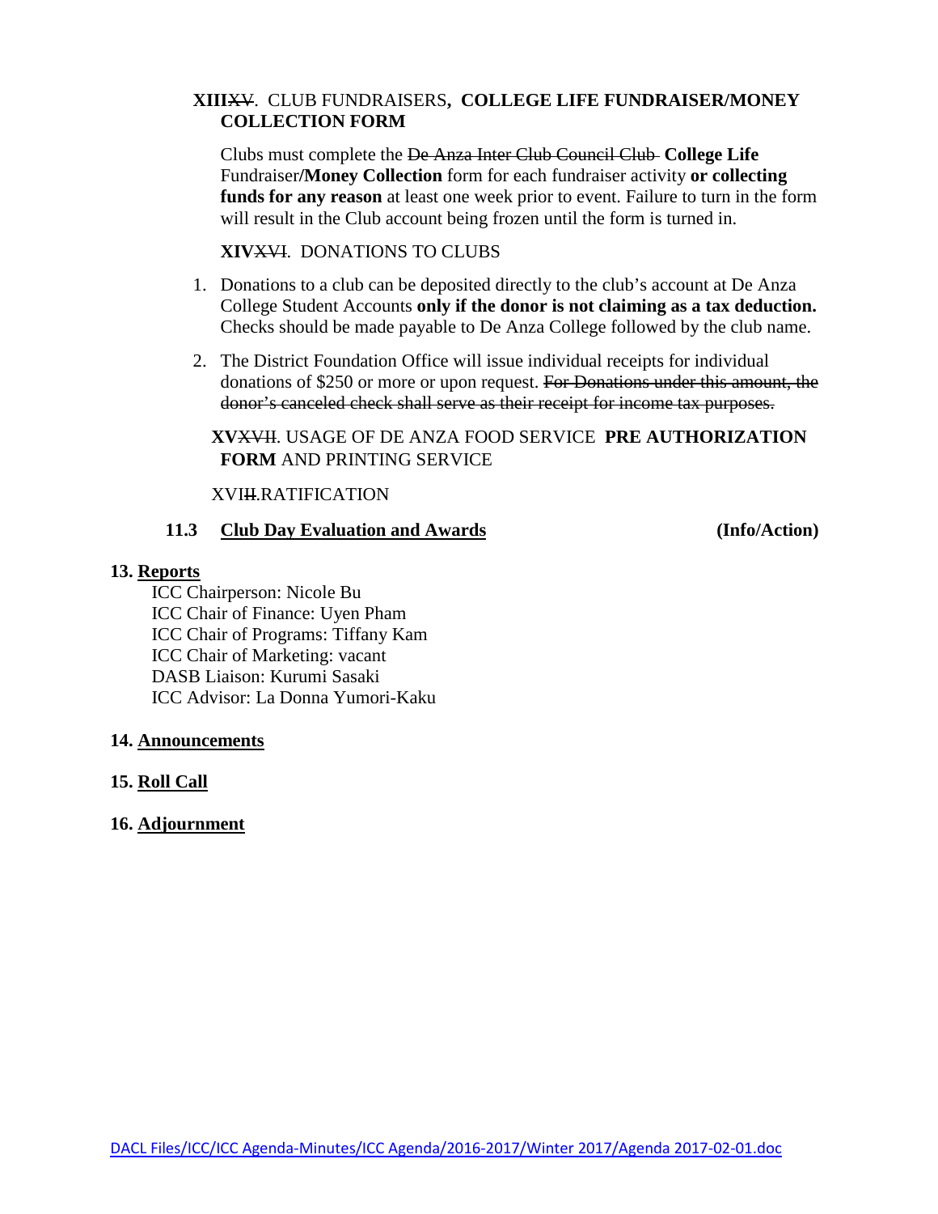**XIII**~~XV~~. CLUB FUNDRAISERS**, COLLEGE LIFE FUNDRAISER/MONEY COLLECTION FORM**

Clubs must complete the ~~De Anza Inter Club Council Club~~ **College Life** Fundraiser**/Money Collection** form for each fundraiser activity **or collecting funds for any reason** at least one week prior to event. Failure to turn in the form will result in the Club account being frozen until the form is turned in.

**XIV**~~XVI~~. DONATIONS TO CLUBS

1. Donations to a club can be deposited directly to the club's account at De Anza College Student Accounts **only if the donor is not claiming as a tax deduction.** Checks should be made payable to De Anza College followed by the club name.
2. The District Foundation Office will issue individual receipts for individual donations of $250 or more or upon request. ~~For Donations under this amount, the donor's canceled check shall serve as their receipt for income tax purposes.~~

**XV**~~XVII~~. USAGE OF DE ANZA FOOD SERVICE **PRE AUTHORIZATION FORM** AND PRINTING SERVICE

XVI~~II~~.RATIFICATION

**11.3 Club Day Evaluation and Awards** **(Info/Action)**

**13. Reports**

ICC Chairperson: Nicole Bu
ICC Chair of Finance: Uyen Pham
ICC Chair of Programs: Tiffany Kam
ICC Chair of Marketing: vacant
DASB Liaison: Kurumi Sasaki
ICC Advisor: La Donna Yumori-Kaku

**14. Announcements**

**15. Roll Call**

**16. Adjournment**

DACL Files/ICC/ICC Agenda-Minutes/ICC Agenda/2016-2017/Winter 2017/Agenda 2017-02-01.doc